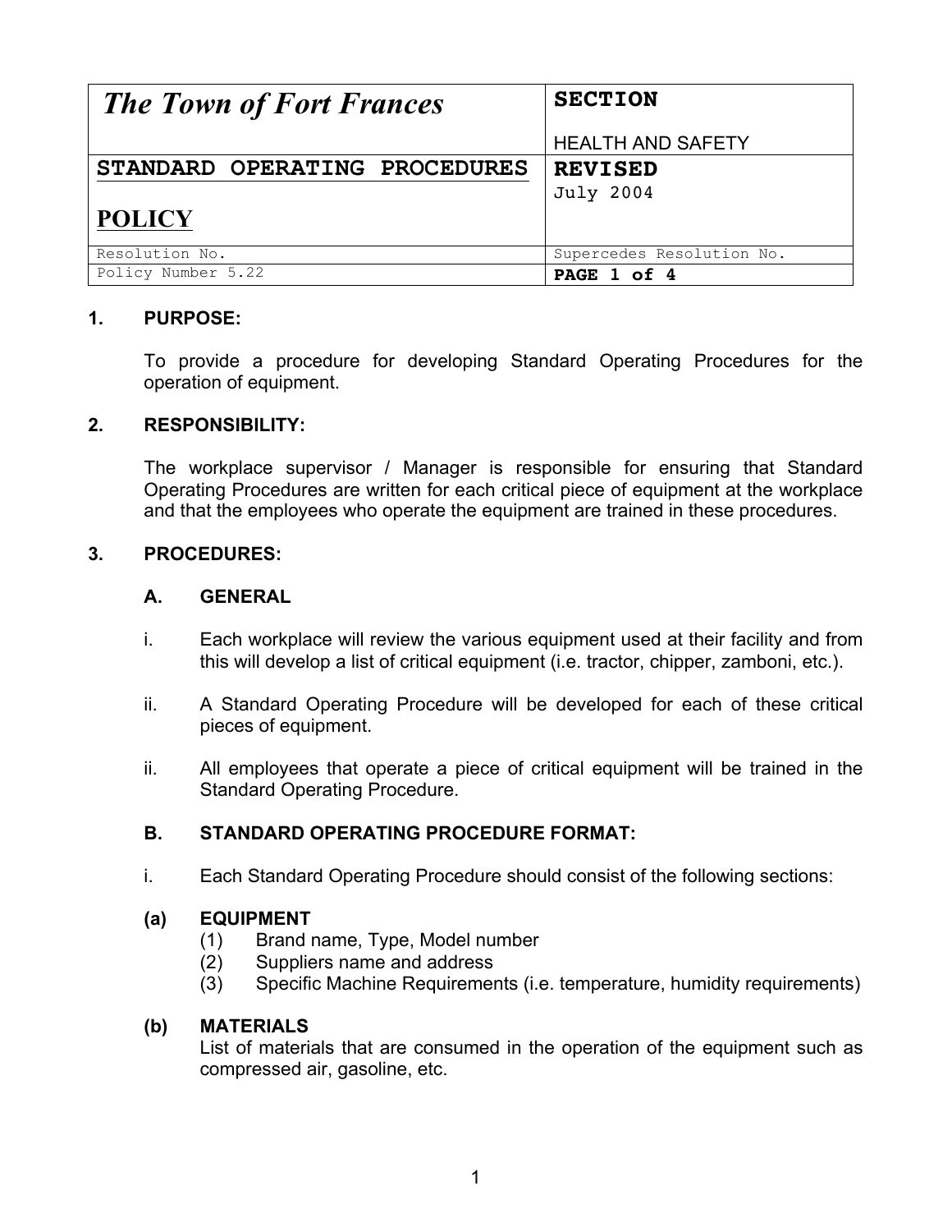| *The Town of Fort Frances* | **SECTION**<br><br>HEALTH AND SAFETY |
| --- | --- |
| **STANDARD OPERATING PROCEDURES**<br><br>**POLICY** | **REVISED**<br>July 2004 |
| Resolution No. | Supercedes Resolution No. |
| Policy Number 5.22 | **PAGE 1 of 4** |

**1. PURPOSE:**

To provide a procedure for developing Standard Operating Procedures for the operation of equipment.

**2. RESPONSIBILITY:**

The workplace supervisor / Manager is responsible for ensuring that Standard Operating Procedures are written for each critical piece of equipment at the workplace and that the employees who operate the equipment are trained in these procedures.

**3. PROCEDURES:**

**A. GENERAL**

i. Each workplace will review the various equipment used at their facility and from this will develop a list of critical equipment (i.e. tractor, chipper, zamboni, etc.).

ii. A Standard Operating Procedure will be developed for each of these critical pieces of equipment.

ii. All employees that operate a piece of critical equipment will be trained in the Standard Operating Procedure.

**B. STANDARD OPERATING PROCEDURE FORMAT:**

i. Each Standard Operating Procedure should consist of the following sections:

**(a) EQUIPMENT**

(1) Brand name, Type, Model number
(2) Suppliers name and address
(3) Specific Machine Requirements (i.e. temperature, humidity requirements)

**(b) MATERIALS**

List of materials that are consumed in the operation of the equipment such as compressed air, gasoline, etc.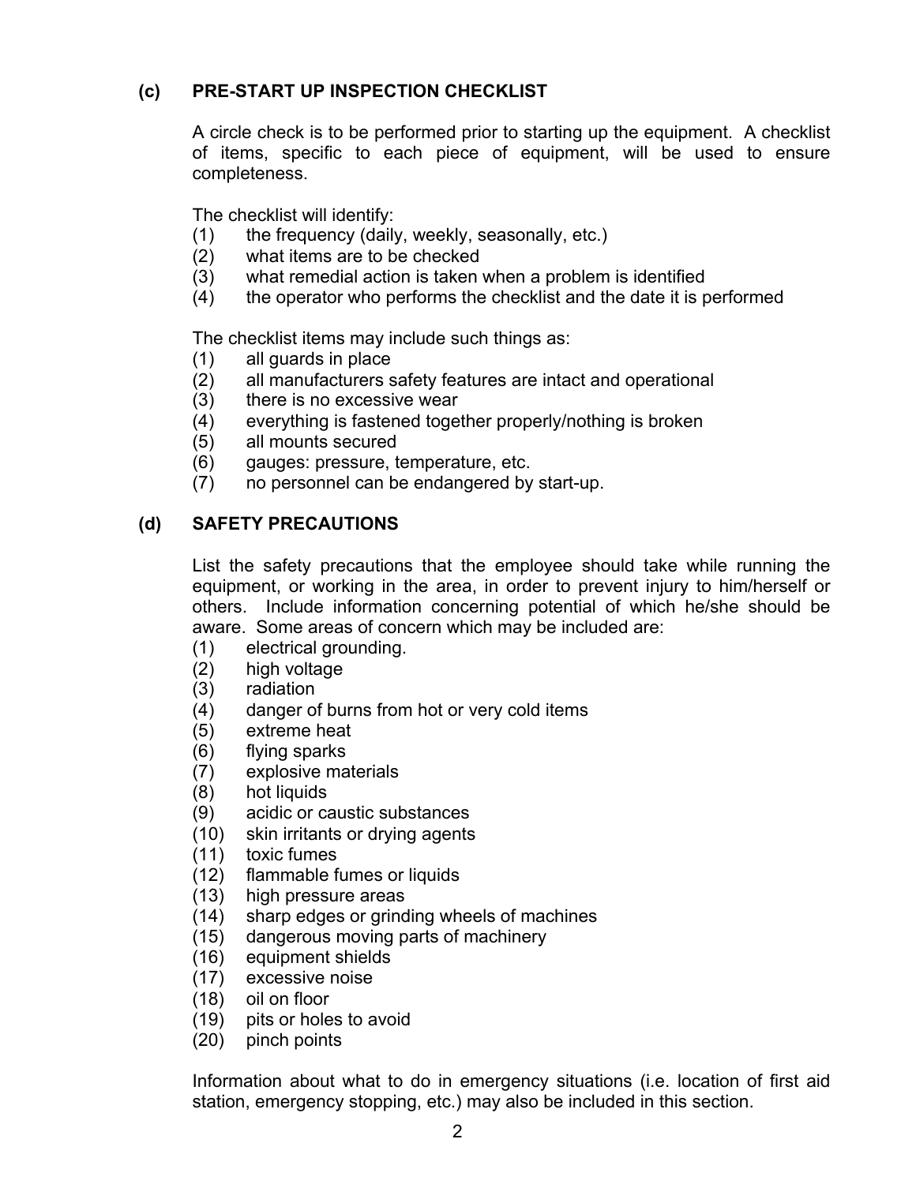### (c) PRE-START UP INSPECTION CHECKLIST

A circle check is to be performed prior to starting up the equipment. A checklist of items, specific to each piece of equipment, will be used to ensure completeness.

The checklist will identify:

(1) the frequency (daily, weekly, seasonally, etc.)
(2) what items are to be checked
(3) what remedial action is taken when a problem is identified
(4) the operator who performs the checklist and the date it is performed

The checklist items may include such things as:

(1) all guards in place
(2) all manufacturers safety features are intact and operational
(3) there is no excessive wear
(4) everything is fastened together properly/nothing is broken
(5) all mounts secured
(6) gauges: pressure, temperature, etc.
(7) no personnel can be endangered by start-up.

### (d) SAFETY PRECAUTIONS

List the safety precautions that the employee should take while running the equipment, or working in the area, in order to prevent injury to him/herself or others. Include information concerning potential of which he/she should be aware. Some areas of concern which may be included are:

(1) electrical grounding.
(2) high voltage
(3) radiation
(4) danger of burns from hot or very cold items
(5) extreme heat
(6) flying sparks
(7) explosive materials
(8) hot liquids
(9) acidic or caustic substances
(10) skin irritants or drying agents
(11) toxic fumes
(12) flammable fumes or liquids
(13) high pressure areas
(14) sharp edges or grinding wheels of machines
(15) dangerous moving parts of machinery
(16) equipment shields
(17) excessive noise
(18) oil on floor
(19) pits or holes to avoid
(20) pinch points

Information about what to do in emergency situations (i.e. location of first aid station, emergency stopping, etc.) may also be included in this section.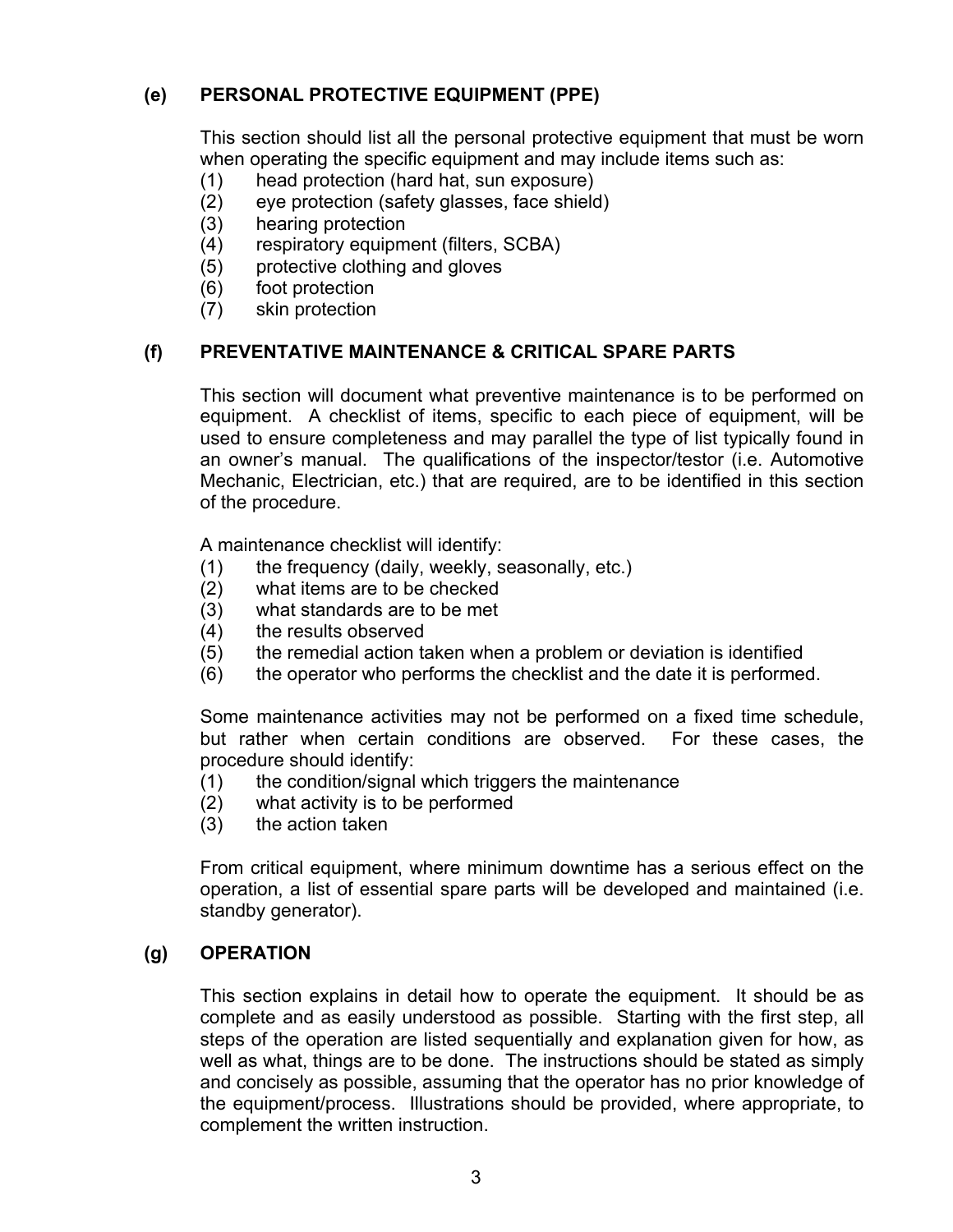### (e) PERSONAL PROTECTIVE EQUIPMENT (PPE)

This section should list all the personal protective equipment that must be worn when operating the specific equipment and may include items such as:

(1) head protection (hard hat, sun exposure)
(2) eye protection (safety glasses, face shield)
(3) hearing protection
(4) respiratory equipment (filters, SCBA)
(5) protective clothing and gloves
(6) foot protection
(7) skin protection

### (f) PREVENTATIVE MAINTENANCE & CRITICAL SPARE PARTS

This section will document what preventive maintenance is to be performed on equipment. A checklist of items, specific to each piece of equipment, will be used to ensure completeness and may parallel the type of list typically found in an owner's manual. The qualifications of the inspector/testor (i.e. Automotive Mechanic, Electrician, etc.) that are required, are to be identified in this section of the procedure.

A maintenance checklist will identify:

(1) the frequency (daily, weekly, seasonally, etc.)
(2) what items are to be checked
(3) what standards are to be met
(4) the results observed
(5) the remedial action taken when a problem or deviation is identified
(6) the operator who performs the checklist and the date it is performed.

Some maintenance activities may not be performed on a fixed time schedule, but rather when certain conditions are observed. For these cases, the procedure should identify:

(1) the condition/signal which triggers the maintenance
(2) what activity is to be performed
(3) the action taken

From critical equipment, where minimum downtime has a serious effect on the operation, a list of essential spare parts will be developed and maintained (i.e. standby generator).

### (g) OPERATION

This section explains in detail how to operate the equipment. It should be as complete and as easily understood as possible. Starting with the first step, all steps of the operation are listed sequentially and explanation given for how, as well as what, things are to be done. The instructions should be stated as simply and concisely as possible, assuming that the operator has no prior knowledge of the equipment/process. Illustrations should be provided, where appropriate, to complement the written instruction.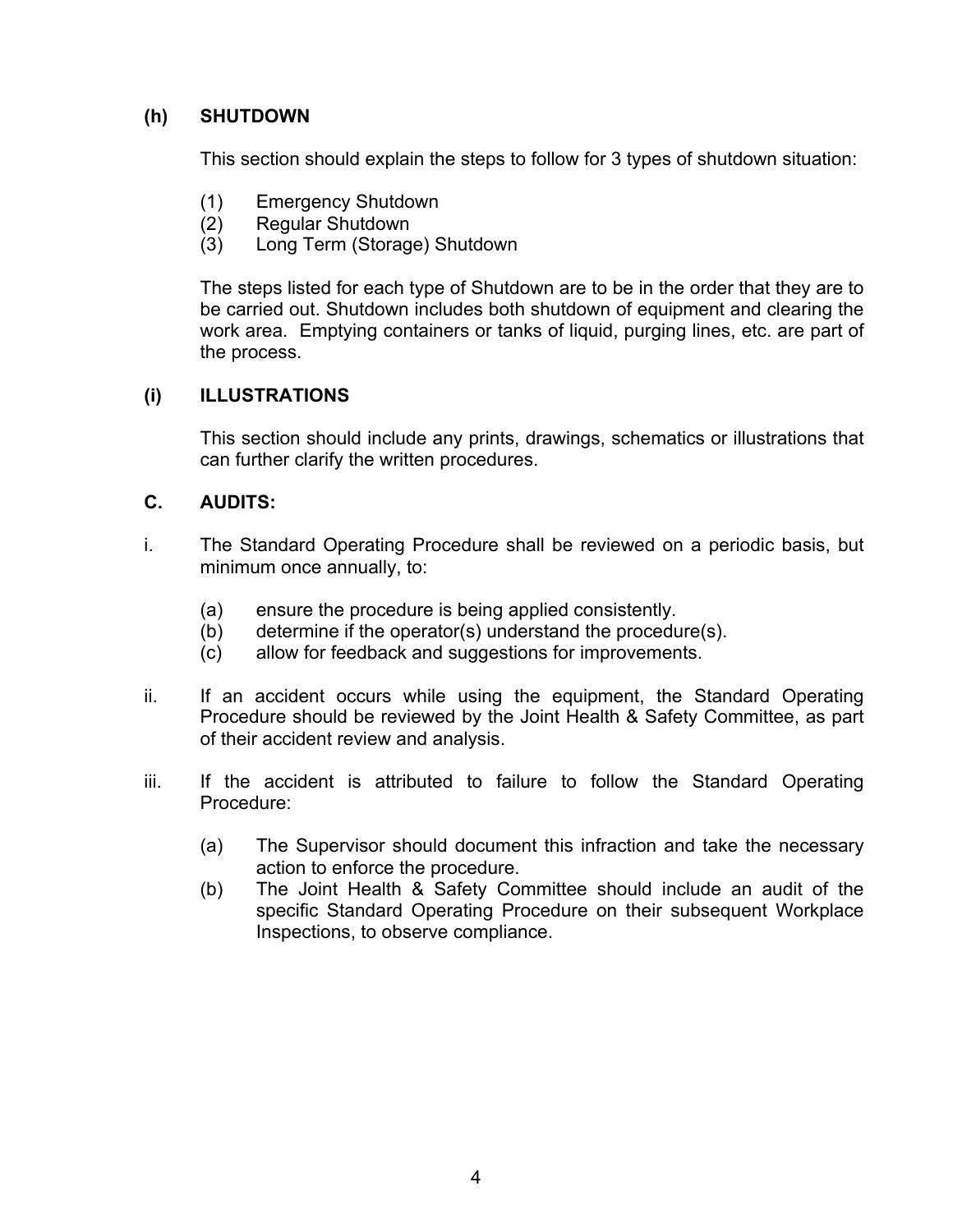### (h) SHUTDOWN

This section should explain the steps to follow for 3 types of shutdown situation:

(1) Emergency Shutdown
(2) Regular Shutdown
(3) Long Term (Storage) Shutdown

The steps listed for each type of Shutdown are to be in the order that they are to be carried out. Shutdown includes both shutdown of equipment and clearing the work area. Emptying containers or tanks of liquid, purging lines, etc. are part of the process.

### (i) ILLUSTRATIONS

This section should include any prints, drawings, schematics or illustrations that can further clarify the written procedures.

## C. AUDITS:

i. The Standard Operating Procedure shall be reviewed on a periodic basis, but minimum once annually, to:

   (a) ensure the procedure is being applied consistently.
   (b) determine if the operator(s) understand the procedure(s).
   (c) allow for feedback and suggestions for improvements.

ii. If an accident occurs while using the equipment, the Standard Operating Procedure should be reviewed by the Joint Health & Safety Committee, as part of their accident review and analysis.

iii. If the accident is attributed to failure to follow the Standard Operating Procedure:

   (a) The Supervisor should document this infraction and take the necessary action to enforce the procedure.
   (b) The Joint Health & Safety Committee should include an audit of the specific Standard Operating Procedure on their subsequent Workplace Inspections, to observe compliance.